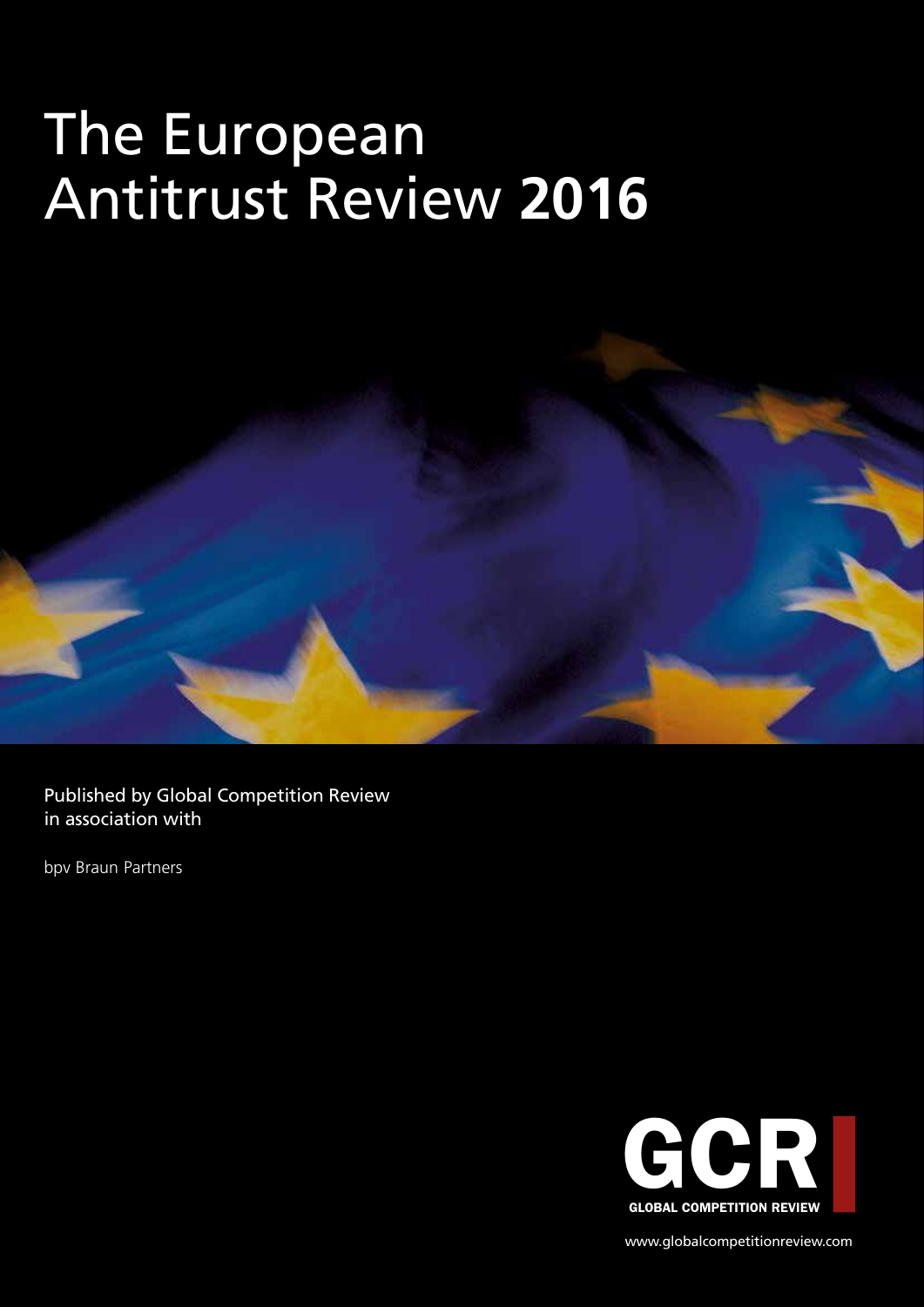# The European Antitrust Review **2016**

Published by Global Competition Review in association with

bpv Braun Partners

GCR

GLOBAL COMPETITION REVIEW

www.globalcompetitionreview.com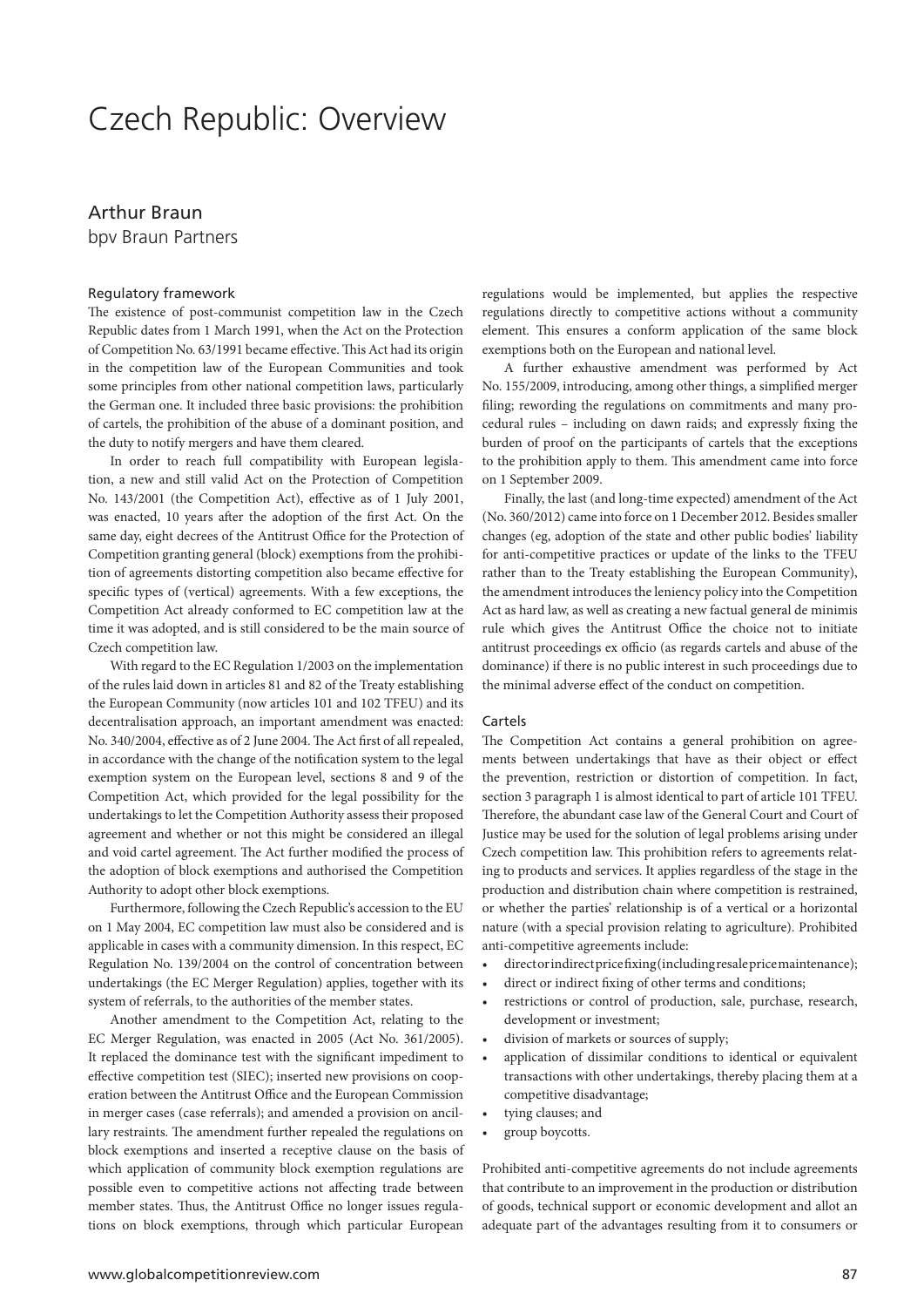# Czech Republic: Overview

## Arthur Braun

bpv Braun Partners

### Regulatory framework

The existence of post-communist competition law in the Czech Republic dates from 1 March 1991, when the Act on the Protection of Competition No. 63/1991 became effective. This Act had its origin in the competition law of the European Communities and took some principles from other national competition laws, particularly the German one. It included three basic provisions: the prohibition of cartels, the prohibition of the abuse of a dominant position, and the duty to notify mergers and have them cleared.

In order to reach full compatibility with European legislation, a new and still valid Act on the Protection of Competition No. 143/2001 (the Competition Act), effective as of 1 July 2001, was enacted, 10 years after the adoption of the first Act. On the same day, eight decrees of the Antitrust Office for the Protection of Competition granting general (block) exemptions from the prohibition of agreements distorting competition also became effective for specific types of (vertical) agreements. With a few exceptions, the Competition Act already conformed to EC competition law at the time it was adopted, and is still considered to be the main source of Czech competition law.

With regard to the EC Regulation 1/2003 on the implementation of the rules laid down in articles 81 and 82 of the Treaty establishing the European Community (now articles 101 and 102 TFEU) and its decentralisation approach, an important amendment was enacted: No. 340/2004, effective as of 2 June 2004. The Act first of all repealed, in accordance with the change of the notification system to the legal exemption system on the European level, sections 8 and 9 of the Competition Act, which provided for the legal possibility for the undertakings to let the Competition Authority assess their proposed agreement and whether or not this might be considered an illegal and void cartel agreement. The Act further modified the process of the adoption of block exemptions and authorised the Competition Authority to adopt other block exemptions.

Furthermore, following the Czech Republic's accession to the EU on 1 May 2004, EC competition law must also be considered and is applicable in cases with a community dimension. In this respect, EC Regulation No. 139/2004 on the control of concentration between undertakings (the EC Merger Regulation) applies, together with its system of referrals, to the authorities of the member states.

Another amendment to the Competition Act, relating to the EC Merger Regulation, was enacted in 2005 (Act No. 361/2005). It replaced the dominance test with the significant impediment to effective competition test (SIEC); inserted new provisions on cooperation between the Antitrust Office and the European Commission in merger cases (case referrals); and amended a provision on ancillary restraints. The amendment further repealed the regulations on block exemptions and inserted a receptive clause on the basis of which application of community block exemption regulations are possible even to competitive actions not affecting trade between member states. Thus, the Antitrust Office no longer issues regulations on block exemptions, through which particular European regulations would be implemented, but applies the respective regulations directly to competitive actions without a community element. This ensures a conform application of the same block exemptions both on the European and national level.

A further exhaustive amendment was performed by Act No. 155/2009, introducing, among other things, a simplified merger filing; rewording the regulations on commitments and many procedural rules – including on dawn raids; and expressly fixing the burden of proof on the participants of cartels that the exceptions to the prohibition apply to them. This amendment came into force on 1 September 2009.

Finally, the last (and long-time expected) amendment of the Act (No. 360/2012) came into force on 1 December 2012. Besides smaller changes (eg, adoption of the state and other public bodies' liability for anti-competitive practices or update of the links to the TFEU rather than to the Treaty establishing the European Community), the amendment introduces the leniency policy into the Competition Act as hard law, as well as creating a new factual general de minimis rule which gives the Antitrust Office the choice not to initiate antitrust proceedings ex officio (as regards cartels and abuse of the dominance) if there is no public interest in such proceedings due to the minimal adverse effect of the conduct on competition.

### Cartels

The Competition Act contains a general prohibition on agreements between undertakings that have as their object or effect the prevention, restriction or distortion of competition. In fact, section 3 paragraph 1 is almost identical to part of article 101 TFEU. Therefore, the abundant case law of the General Court and Court of Justice may be used for the solution of legal problems arising under Czech competition law. This prohibition refers to agreements relating to products and services. It applies regardless of the stage in the production and distribution chain where competition is restrained, or whether the parties' relationship is of a vertical or a horizontal nature (with a special provision relating to agriculture). Prohibited anti-competitive agreements include:

- direct or indirect price fixing (including resale price maintenance);
- direct or indirect fixing of other terms and conditions;
- restrictions or control of production, sale, purchase, research, development or investment;
- division of markets or sources of supply;
- application of dissimilar conditions to identical or equivalent transactions with other undertakings, thereby placing them at a competitive disadvantage;
- tying clauses; and
- group boycotts.

Prohibited anti-competitive agreements do not include agreements that contribute to an improvement in the production or distribution of goods, technical support or economic development and allot an adequate part of the advantages resulting from it to consumers or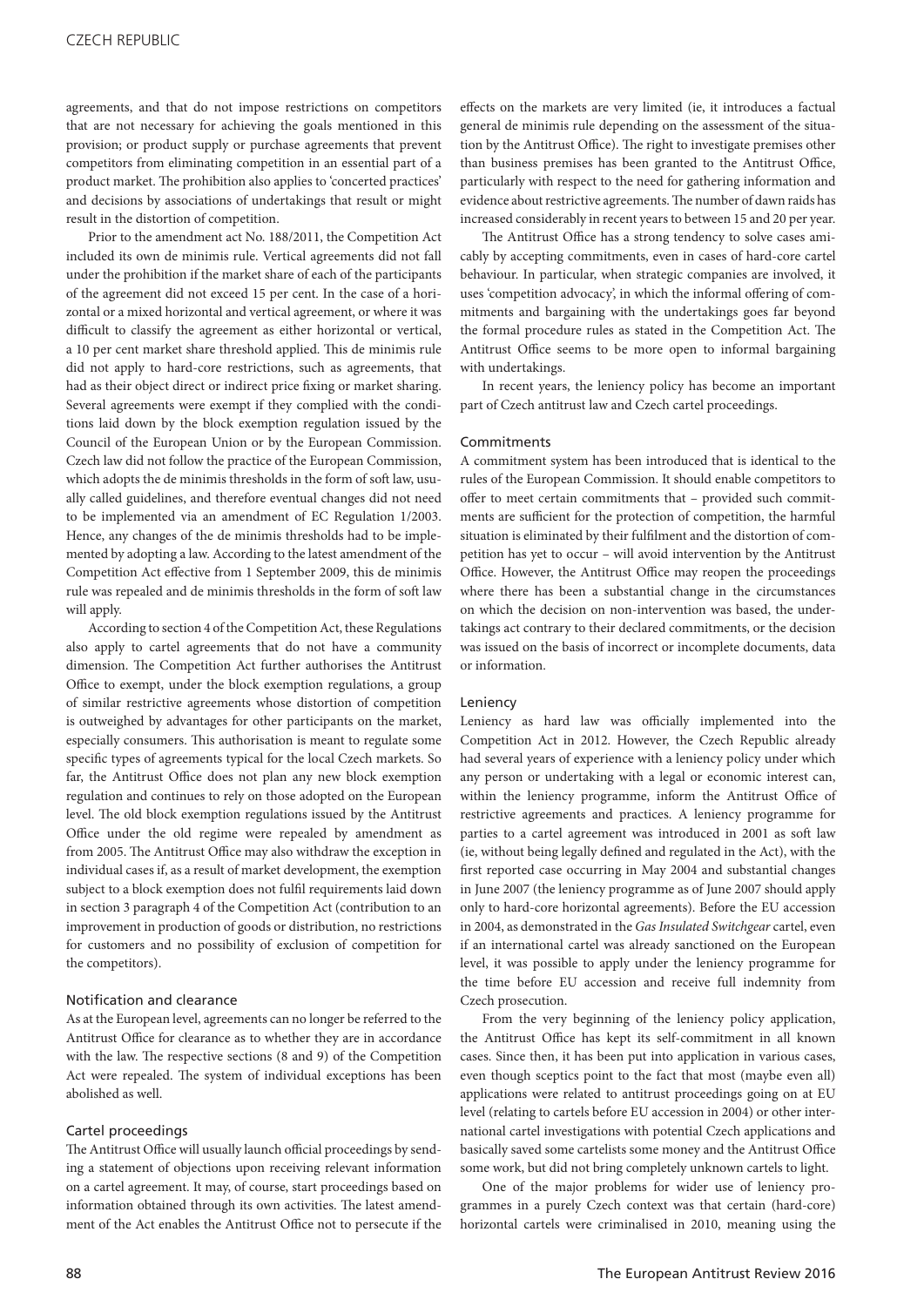agreements, and that do not impose restrictions on competitors that are not necessary for achieving the goals mentioned in this provision; or product supply or purchase agreements that prevent competitors from eliminating competition in an essential part of a product market. The prohibition also applies to 'concerted practices' and decisions by associations of undertakings that result or might result in the distortion of competition.

Prior to the amendment act No. 188/2011, the Competition Act included its own de minimis rule. Vertical agreements did not fall under the prohibition if the market share of each of the participants of the agreement did not exceed 15 per cent. In the case of a horizontal or a mixed horizontal and vertical agreement, or where it was difficult to classify the agreement as either horizontal or vertical, a 10 per cent market share threshold applied. This de minimis rule did not apply to hard-core restrictions, such as agreements, that had as their object direct or indirect price fixing or market sharing. Several agreements were exempt if they complied with the conditions laid down by the block exemption regulation issued by the Council of the European Union or by the European Commission. Czech law did not follow the practice of the European Commission, which adopts the de minimis thresholds in the form of soft law, usually called guidelines, and therefore eventual changes did not need to be implemented via an amendment of EC Regulation 1/2003. Hence, any changes of the de minimis thresholds had to be implemented by adopting a law. According to the latest amendment of the Competition Act effective from 1 September 2009, this de minimis rule was repealed and de minimis thresholds in the form of soft law will apply.

According to section 4 of the Competition Act, these Regulations also apply to cartel agreements that do not have a community dimension. The Competition Act further authorises the Antitrust Office to exempt, under the block exemption regulations, a group of similar restrictive agreements whose distortion of competition is outweighed by advantages for other participants on the market, especially consumers. This authorisation is meant to regulate some specific types of agreements typical for the local Czech markets. So far, the Antitrust Office does not plan any new block exemption regulation and continues to rely on those adopted on the European level. The old block exemption regulations issued by the Antitrust Office under the old regime were repealed by amendment as from 2005. The Antitrust Office may also withdraw the exception in individual cases if, as a result of market development, the exemption subject to a block exemption does not fulfil requirements laid down in section 3 paragraph 4 of the Competition Act (contribution to an improvement in production of goods or distribution, no restrictions for customers and no possibility of exclusion of competition for the competitors).

### Notification and clearance

As at the European level, agreements can no longer be referred to the Antitrust Office for clearance as to whether they are in accordance with the law. The respective sections (8 and 9) of the Competition Act were repealed. The system of individual exceptions has been abolished as well.

### Cartel proceedings

The Antitrust Office will usually launch official proceedings by sending a statement of objections upon receiving relevant information on a cartel agreement. It may, of course, start proceedings based on information obtained through its own activities. The latest amendment of the Act enables the Antitrust Office not to persecute if the effects on the markets are very limited (ie, it introduces a factual general de minimis rule depending on the assessment of the situation by the Antitrust Office). The right to investigate premises other than business premises has been granted to the Antitrust Office, particularly with respect to the need for gathering information and evidence about restrictive agreements. The number of dawn raids has increased considerably in recent years to between 15 and 20 per year.

The Antitrust Office has a strong tendency to solve cases amicably by accepting commitments, even in cases of hard-core cartel behaviour. In particular, when strategic companies are involved, it uses 'competition advocacy', in which the informal offering of commitments and bargaining with the undertakings goes far beyond the formal procedure rules as stated in the Competition Act. The Antitrust Office seems to be more open to informal bargaining with undertakings.

In recent years, the leniency policy has become an important part of Czech antitrust law and Czech cartel proceedings.

### Commitments

A commitment system has been introduced that is identical to the rules of the European Commission. It should enable competitors to offer to meet certain commitments that – provided such commitments are sufficient for the protection of competition, the harmful situation is eliminated by their fulfilment and the distortion of competition has yet to occur – will avoid intervention by the Antitrust Office. However, the Antitrust Office may reopen the proceedings where there has been a substantial change in the circumstances on which the decision on non-intervention was based, the undertakings act contrary to their declared commitments, or the decision was issued on the basis of incorrect or incomplete documents, data or information.

### Leniency

Leniency as hard law was officially implemented into the Competition Act in 2012. However, the Czech Republic already had several years of experience with a leniency policy under which any person or undertaking with a legal or economic interest can, within the leniency programme, inform the Antitrust Office of restrictive agreements and practices. A leniency programme for parties to a cartel agreement was introduced in 2001 as soft law (ie, without being legally defined and regulated in the Act), with the first reported case occurring in May 2004 and substantial changes in June 2007 (the leniency programme as of June 2007 should apply only to hard-core horizontal agreements). Before the EU accession in 2004, as demonstrated in the *Gas Insulated Switchgear* cartel, even if an international cartel was already sanctioned on the European level, it was possible to apply under the leniency programme for the time before EU accession and receive full indemnity from Czech prosecution.

From the very beginning of the leniency policy application, the Antitrust Office has kept its self-commitment in all known cases. Since then, it has been put into application in various cases, even though sceptics point to the fact that most (maybe even all) applications were related to antitrust proceedings going on at EU level (relating to cartels before EU accession in 2004) or other international cartel investigations with potential Czech applications and basically saved some cartelists some money and the Antitrust Office some work, but did not bring completely unknown cartels to light.

One of the major problems for wider use of leniency programmes in a purely Czech context was that certain (hard-core) horizontal cartels were criminalised in 2010, meaning using the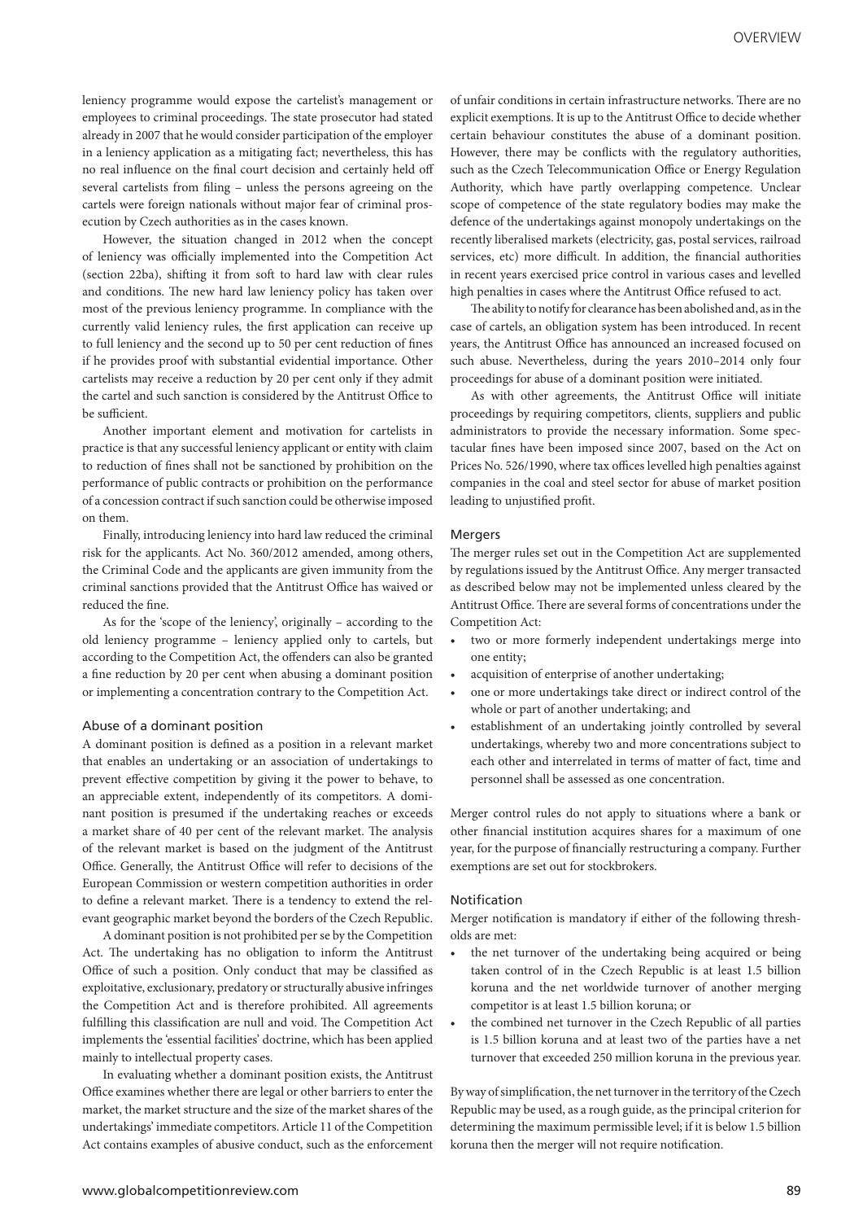leniency programme would expose the cartelist's management or employees to criminal proceedings. The state prosecutor had stated already in 2007 that he would consider participation of the employer in a leniency application as a mitigating fact; nevertheless, this has no real influence on the final court decision and certainly held off several cartelists from filing – unless the persons agreeing on the cartels were foreign nationals without major fear of criminal prosecution by Czech authorities as in the cases known.

However, the situation changed in 2012 when the concept of leniency was officially implemented into the Competition Act (section 22ba), shifting it from soft to hard law with clear rules and conditions. The new hard law leniency policy has taken over most of the previous leniency programme. In compliance with the currently valid leniency rules, the first application can receive up to full leniency and the second up to 50 per cent reduction of fines if he provides proof with substantial evidential importance. Other cartelists may receive a reduction by 20 per cent only if they admit the cartel and such sanction is considered by the Antitrust Office to be sufficient.

Another important element and motivation for cartelists in practice is that any successful leniency applicant or entity with claim to reduction of fines shall not be sanctioned by prohibition on the performance of public contracts or prohibition on the performance of a concession contract if such sanction could be otherwise imposed on them.

Finally, introducing leniency into hard law reduced the criminal risk for the applicants. Act No. 360/2012 amended, among others, the Criminal Code and the applicants are given immunity from the criminal sanctions provided that the Antitrust Office has waived or reduced the fine.

As for the 'scope of the leniency', originally – according to the old leniency programme – leniency applied only to cartels, but according to the Competition Act, the offenders can also be granted a fine reduction by 20 per cent when abusing a dominant position or implementing a concentration contrary to the Competition Act.

### Abuse of a dominant position

A dominant position is defined as a position in a relevant market that enables an undertaking or an association of undertakings to prevent effective competition by giving it the power to behave, to an appreciable extent, independently of its competitors. A dominant position is presumed if the undertaking reaches or exceeds a market share of 40 per cent of the relevant market. The analysis of the relevant market is based on the judgment of the Antitrust Office. Generally, the Antitrust Office will refer to decisions of the European Commission or western competition authorities in order to define a relevant market. There is a tendency to extend the relevant geographic market beyond the borders of the Czech Republic.

A dominant position is not prohibited per se by the Competition Act. The undertaking has no obligation to inform the Antitrust Office of such a position. Only conduct that may be classified as exploitative, exclusionary, predatory or structurally abusive infringes the Competition Act and is therefore prohibited. All agreements fulfilling this classification are null and void. The Competition Act implements the 'essential facilities' doctrine, which has been applied mainly to intellectual property cases.

In evaluating whether a dominant position exists, the Antitrust Office examines whether there are legal or other barriers to enter the market, the market structure and the size of the market shares of the undertakings' immediate competitors. Article 11 of the Competition Act contains examples of abusive conduct, such as the enforcement of unfair conditions in certain infrastructure networks. There are no explicit exemptions. It is up to the Antitrust Office to decide whether certain behaviour constitutes the abuse of a dominant position. However, there may be conflicts with the regulatory authorities, such as the Czech Telecommunication Office or Energy Regulation Authority, which have partly overlapping competence. Unclear scope of competence of the state regulatory bodies may make the defence of the undertakings against monopoly undertakings on the recently liberalised markets (electricity, gas, postal services, railroad services, etc) more difficult. In addition, the financial authorities in recent years exercised price control in various cases and levelled high penalties in cases where the Antitrust Office refused to act.

The ability to notify for clearance has been abolished and, as in the case of cartels, an obligation system has been introduced. In recent years, the Antitrust Office has announced an increased focused on such abuse. Nevertheless, during the years 2010–2014 only four proceedings for abuse of a dominant position were initiated.

As with other agreements, the Antitrust Office will initiate proceedings by requiring competitors, clients, suppliers and public administrators to provide the necessary information. Some spectacular fines have been imposed since 2007, based on the Act on Prices No. 526/1990, where tax offices levelled high penalties against companies in the coal and steel sector for abuse of market position leading to unjustified profit.

### Mergers

The merger rules set out in the Competition Act are supplemented by regulations issued by the Antitrust Office. Any merger transacted as described below may not be implemented unless cleared by the Antitrust Office. There are several forms of concentrations under the Competition Act:

- two or more formerly independent undertakings merge into one entity;
- acquisition of enterprise of another undertaking;
- one or more undertakings take direct or indirect control of the whole or part of another undertaking; and
- establishment of an undertaking jointly controlled by several undertakings, whereby two and more concentrations subject to each other and interrelated in terms of matter of fact, time and personnel shall be assessed as one concentration.

Merger control rules do not apply to situations where a bank or other financial institution acquires shares for a maximum of one year, for the purpose of financially restructuring a company. Further exemptions are set out for stockbrokers.

### Notification

Merger notification is mandatory if either of the following thresholds are met:

- the net turnover of the undertaking being acquired or being taken control of in the Czech Republic is at least 1.5 billion koruna and the net worldwide turnover of another merging competitor is at least 1.5 billion koruna; or
- the combined net turnover in the Czech Republic of all parties is 1.5 billion koruna and at least two of the parties have a net turnover that exceeded 250 million koruna in the previous year.

By way of simplification, the net turnover in the territory of the Czech Republic may be used, as a rough guide, as the principal criterion for determining the maximum permissible level; if it is below 1.5 billion koruna then the merger will not require notification.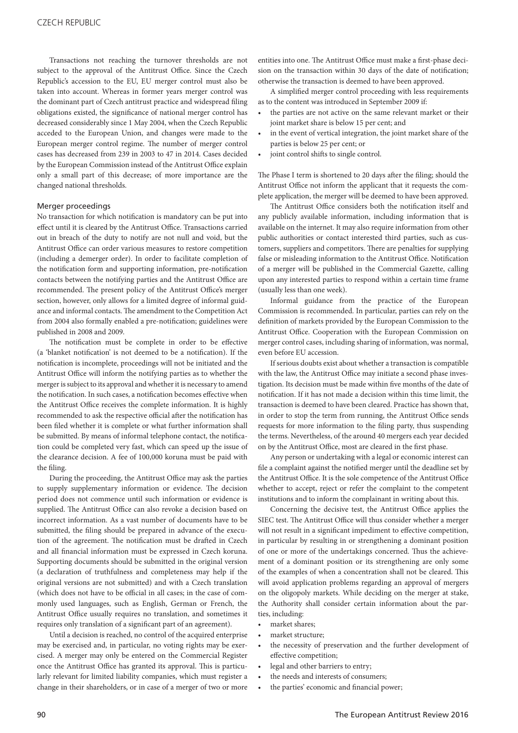Transactions not reaching the turnover thresholds are not subject to the approval of the Antitrust Office. Since the Czech Republic's accession to the EU, EU merger control must also be taken into account. Whereas in former years merger control was the dominant part of Czech antitrust practice and widespread filing obligations existed, the significance of national merger control has decreased considerably since 1 May 2004, when the Czech Republic acceded to the European Union, and changes were made to the European merger control regime. The number of merger control cases has decreased from 239 in 2003 to 47 in 2014. Cases decided by the European Commission instead of the Antitrust Office explain only a small part of this decrease; of more importance are the changed national thresholds.

### Merger proceedings

No transaction for which notification is mandatory can be put into effect until it is cleared by the Antitrust Office. Transactions carried out in breach of the duty to notify are not null and void, but the Antitrust Office can order various measures to restore competition (including a demerger order). In order to facilitate completion of the notification form and supporting information, pre-notification contacts between the notifying parties and the Antitrust Office are recommended. The present policy of the Antitrust Office's merger section, however, only allows for a limited degree of informal guidance and informal contacts. The amendment to the Competition Act from 2004 also formally enabled a pre-notification; guidelines were published in 2008 and 2009.

The notification must be complete in order to be effective (a 'blanket notification' is not deemed to be a notification). If the notification is incomplete, proceedings will not be initiated and the Antitrust Office will inform the notifying parties as to whether the merger is subject to its approval and whether it is necessary to amend the notification. In such cases, a notification becomes effective when the Antitrust Office receives the complete information. It is highly recommended to ask the respective official after the notification has been filed whether it is complete or what further information shall be submitted. By means of informal telephone contact, the notification could be completed very fast, which can speed up the issue of the clearance decision. A fee of 100,000 koruna must be paid with the filing.

During the proceeding, the Antitrust Office may ask the parties to supply supplementary information or evidence. The decision period does not commence until such information or evidence is supplied. The Antitrust Office can also revoke a decision based on incorrect information. As a vast number of documents have to be submitted, the filing should be prepared in advance of the execution of the agreement. The notification must be drafted in Czech and all financial information must be expressed in Czech koruna. Supporting documents should be submitted in the original version (a declaration of truthfulness and completeness may help if the original versions are not submitted) and with a Czech translation (which does not have to be official in all cases; in the case of commonly used languages, such as English, German or French, the Antitrust Office usually requires no translation, and sometimes it requires only translation of a significant part of an agreement).

Until a decision is reached, no control of the acquired enterprise may be exercised and, in particular, no voting rights may be exercised. A merger may only be entered on the Commercial Register once the Antitrust Office has granted its approval. This is particularly relevant for limited liability companies, which must register a change in their shareholders, or in case of a merger of two or more entities into one. The Antitrust Office must make a first-phase decision on the transaction within 30 days of the date of notification; otherwise the transaction is deemed to have been approved.

A simplified merger control proceeding with less requirements as to the content was introduced in September 2009 if:

- the parties are not active on the same relevant market or their joint market share is below 15 per cent; and
- in the event of vertical integration, the joint market share of the parties is below 25 per cent; or
- joint control shifts to single control.

The Phase I term is shortened to 20 days after the filing; should the Antitrust Office not inform the applicant that it requests the complete application, the merger will be deemed to have been approved.

The Antitrust Office considers both the notification itself and any publicly available information, including information that is available on the internet. It may also require information from other public authorities or contact interested third parties, such as customers, suppliers and competitors. There are penalties for supplying false or misleading information to the Antitrust Office. Notification of a merger will be published in the Commercial Gazette, calling upon any interested parties to respond within a certain time frame (usually less than one week).

Informal guidance from the practice of the European Commission is recommended. In particular, parties can rely on the definition of markets provided by the European Commission to the Antitrust Office. Cooperation with the European Commission on merger control cases, including sharing of information, was normal, even before EU accession.

If serious doubts exist about whether a transaction is compatible with the law, the Antitrust Office may initiate a second phase investigation. Its decision must be made within five months of the date of notification. If it has not made a decision within this time limit, the transaction is deemed to have been cleared. Practice has shown that, in order to stop the term from running, the Antitrust Office sends requests for more information to the filing party, thus suspending the terms. Nevertheless, of the around 40 mergers each year decided on by the Antitrust Office, most are cleared in the first phase.

Any person or undertaking with a legal or economic interest can file a complaint against the notified merger until the deadline set by the Antitrust Office. It is the sole competence of the Antitrust Office whether to accept, reject or refer the complaint to the competent institutions and to inform the complainant in writing about this.

Concerning the decisive test, the Antitrust Office applies the SIEC test. The Antitrust Office will thus consider whether a merger will not result in a significant impediment to effective competition, in particular by resulting in or strengthening a dominant position of one or more of the undertakings concerned. Thus the achievement of a dominant position or its strengthening are only some of the examples of when a concentration shall not be cleared. This will avoid application problems regarding an approval of mergers on the oligopoly markets. While deciding on the merger at stake, the Authority shall consider certain information about the parties, including:

- market shares;
- market structure;
- the necessity of preservation and the further development of effective competition;
- legal and other barriers to entry;
- the needs and interests of consumers;
- the parties' economic and financial power;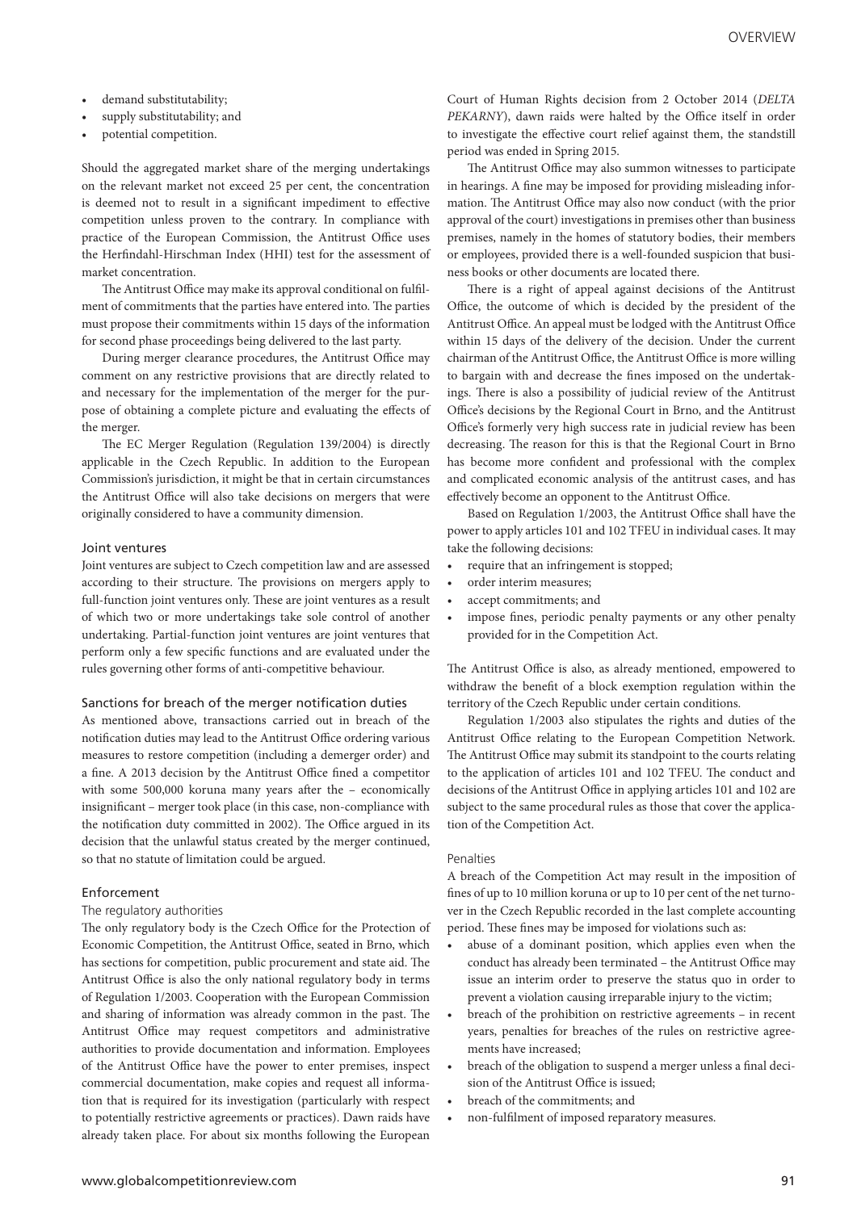- demand substitutability;
- supply substitutability; and
- potential competition.

Should the aggregated market share of the merging undertakings on the relevant market not exceed 25 per cent, the concentration is deemed not to result in a significant impediment to effective competition unless proven to the contrary. In compliance with practice of the European Commission, the Antitrust Office uses the Herfindahl-Hirschman Index (HHI) test for the assessment of market concentration.

The Antitrust Office may make its approval conditional on fulfilment of commitments that the parties have entered into. The parties must propose their commitments within 15 days of the information for second phase proceedings being delivered to the last party.

During merger clearance procedures, the Antitrust Office may comment on any restrictive provisions that are directly related to and necessary for the implementation of the merger for the purpose of obtaining a complete picture and evaluating the effects of the merger.

The EC Merger Regulation (Regulation 139/2004) is directly applicable in the Czech Republic. In addition to the European Commission's jurisdiction, it might be that in certain circumstances the Antitrust Office will also take decisions on mergers that were originally considered to have a community dimension.

### Joint ventures

Joint ventures are subject to Czech competition law and are assessed according to their structure. The provisions on mergers apply to full-function joint ventures only. These are joint ventures as a result of which two or more undertakings take sole control of another undertaking. Partial-function joint ventures are joint ventures that perform only a few specific functions and are evaluated under the rules governing other forms of anti-competitive behaviour.

### Sanctions for breach of the merger notification duties

As mentioned above, transactions carried out in breach of the notification duties may lead to the Antitrust Office ordering various measures to restore competition (including a demerger order) and a fine. A 2013 decision by the Antitrust Office fined a competitor with some 500,000 koruna many years after the – economically insignificant – merger took place (in this case, non-compliance with the notification duty committed in 2002). The Office argued in its decision that the unlawful status created by the merger continued, so that no statute of limitation could be argued.

## Enforcement

### The regulatory authorities

The only regulatory body is the Czech Office for the Protection of Economic Competition, the Antitrust Office, seated in Brno, which has sections for competition, public procurement and state aid. The Antitrust Office is also the only national regulatory body in terms of Regulation 1/2003. Cooperation with the European Commission and sharing of information was already common in the past. The Antitrust Office may request competitors and administrative authorities to provide documentation and information. Employees of the Antitrust Office have the power to enter premises, inspect commercial documentation, make copies and request all information that is required for its investigation (particularly with respect to potentially restrictive agreements or practices). Dawn raids have already taken place. For about six months following the European Court of Human Rights decision from 2 October 2014 (*DELTA PEKARNY*), dawn raids were halted by the Office itself in order to investigate the effective court relief against them, the standstill period was ended in Spring 2015.

The Antitrust Office may also summon witnesses to participate in hearings. A fine may be imposed for providing misleading information. The Antitrust Office may also now conduct (with the prior approval of the court) investigations in premises other than business premises, namely in the homes of statutory bodies, their members or employees, provided there is a well-founded suspicion that business books or other documents are located there.

There is a right of appeal against decisions of the Antitrust Office, the outcome of which is decided by the president of the Antitrust Office. An appeal must be lodged with the Antitrust Office within 15 days of the delivery of the decision. Under the current chairman of the Antitrust Office, the Antitrust Office is more willing to bargain with and decrease the fines imposed on the undertakings. There is also a possibility of judicial review of the Antitrust Office's decisions by the Regional Court in Brno, and the Antitrust Office's formerly very high success rate in judicial review has been decreasing. The reason for this is that the Regional Court in Brno has become more confident and professional with the complex and complicated economic analysis of the antitrust cases, and has effectively become an opponent to the Antitrust Office.

Based on Regulation 1/2003, the Antitrust Office shall have the power to apply articles 101 and 102 TFEU in individual cases. It may take the following decisions:

- require that an infringement is stopped;
- order interim measures;
- accept commitments; and
- impose fines, periodic penalty payments or any other penalty provided for in the Competition Act.

The Antitrust Office is also, as already mentioned, empowered to withdraw the benefit of a block exemption regulation within the territory of the Czech Republic under certain conditions.

Regulation 1/2003 also stipulates the rights and duties of the Antitrust Office relating to the European Competition Network. The Antitrust Office may submit its standpoint to the courts relating to the application of articles 101 and 102 TFEU. The conduct and decisions of the Antitrust Office in applying articles 101 and 102 are subject to the same procedural rules as those that cover the application of the Competition Act.

### Penalties

A breach of the Competition Act may result in the imposition of fines of up to 10 million koruna or up to 10 per cent of the net turnover in the Czech Republic recorded in the last complete accounting period. These fines may be imposed for violations such as:

- abuse of a dominant position, which applies even when the conduct has already been terminated – the Antitrust Office may issue an interim order to preserve the status quo in order to prevent a violation causing irreparable injury to the victim;
- breach of the prohibition on restrictive agreements – in recent years, penalties for breaches of the rules on restrictive agreements have increased;
- breach of the obligation to suspend a merger unless a final decision of the Antitrust Office is issued;
- breach of the commitments; and
- non-fulfilment of imposed reparatory measures.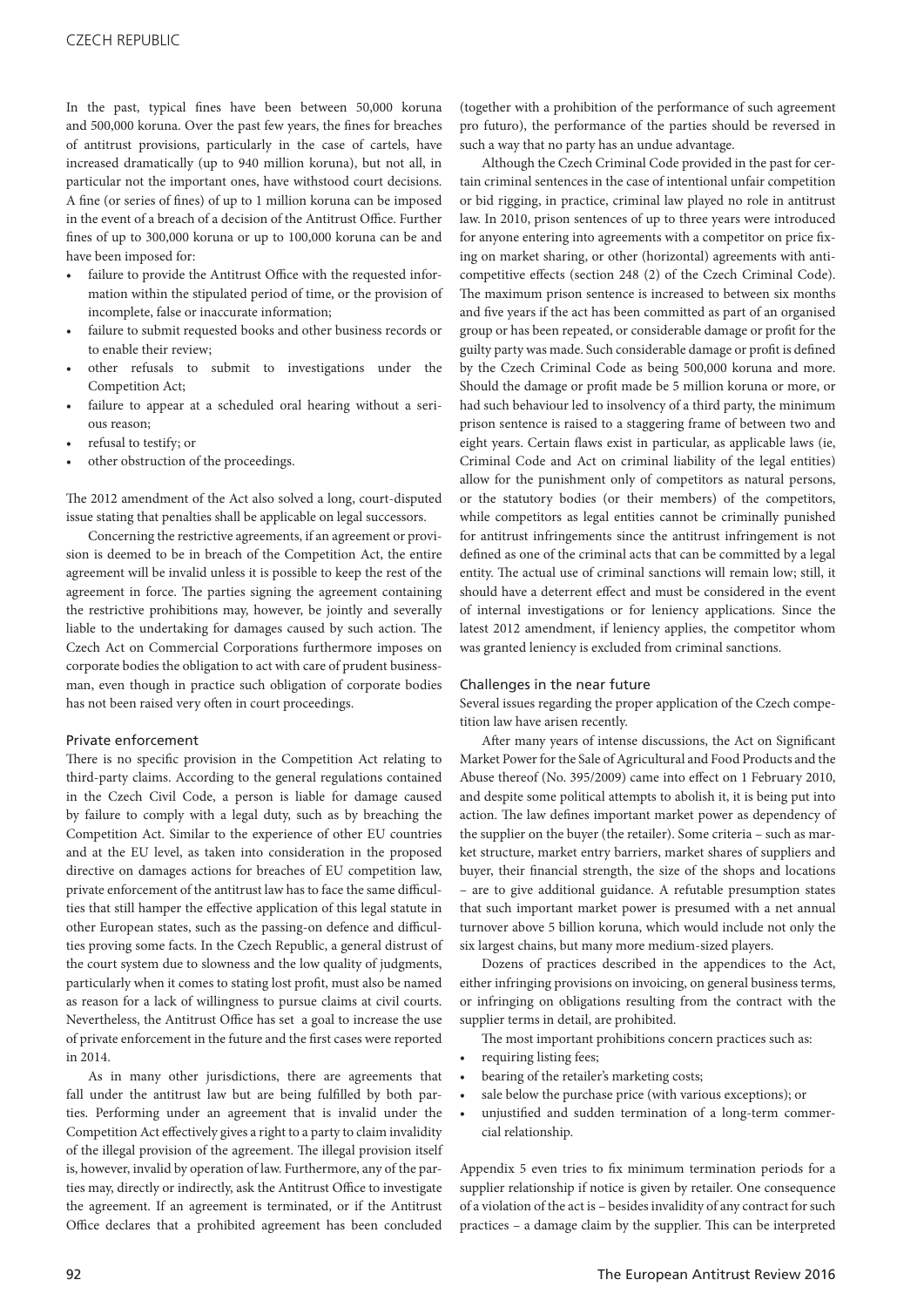In the past, typical fines have been between 50,000 koruna and 500,000 koruna. Over the past few years, the fines for breaches of antitrust provisions, particularly in the case of cartels, have increased dramatically (up to 940 million koruna), but not all, in particular not the important ones, have withstood court decisions. A fine (or series of fines) of up to 1 million koruna can be imposed in the event of a breach of a decision of the Antitrust Office. Further fines of up to 300,000 koruna or up to 100,000 koruna can be and have been imposed for:

- failure to provide the Antitrust Office with the requested information within the stipulated period of time, or the provision of incomplete, false or inaccurate information;
- failure to submit requested books and other business records or to enable their review;
- other refusals to submit to investigations under the Competition Act;
- failure to appear at a scheduled oral hearing without a serious reason;
- refusal to testify; or
- other obstruction of the proceedings.

The 2012 amendment of the Act also solved a long, court-disputed issue stating that penalties shall be applicable on legal successors.

Concerning the restrictive agreements, if an agreement or provision is deemed to be in breach of the Competition Act, the entire agreement will be invalid unless it is possible to keep the rest of the agreement in force. The parties signing the agreement containing the restrictive prohibitions may, however, be jointly and severally liable to the undertaking for damages caused by such action. The Czech Act on Commercial Corporations furthermore imposes on corporate bodies the obligation to act with care of prudent businessman, even though in practice such obligation of corporate bodies has not been raised very often in court proceedings.

## Private enforcement

There is no specific provision in the Competition Act relating to third-party claims. According to the general regulations contained in the Czech Civil Code, a person is liable for damage caused by failure to comply with a legal duty, such as by breaching the Competition Act. Similar to the experience of other EU countries and at the EU level, as taken into consideration in the proposed directive on damages actions for breaches of EU competition law, private enforcement of the antitrust law has to face the same difficulties that still hamper the effective application of this legal statute in other European states, such as the passing-on defence and difficulties proving some facts. In the Czech Republic, a general distrust of the court system due to slowness and the low quality of judgments, particularly when it comes to stating lost profit, must also be named as reason for a lack of willingness to pursue claims at civil courts. Nevertheless, the Antitrust Office has set a goal to increase the use of private enforcement in the future and the first cases were reported in 2014.

As in many other jurisdictions, there are agreements that fall under the antitrust law but are being fulfilled by both parties. Performing under an agreement that is invalid under the Competition Act effectively gives a right to a party to claim invalidity of the illegal provision of the agreement. The illegal provision itself is, however, invalid by operation of law. Furthermore, any of the parties may, directly or indirectly, ask the Antitrust Office to investigate the agreement. If an agreement is terminated, or if the Antitrust Office declares that a prohibited agreement has been concluded (together with a prohibition of the performance of such agreement pro futuro), the performance of the parties should be reversed in such a way that no party has an undue advantage.

Although the Czech Criminal Code provided in the past for certain criminal sentences in the case of intentional unfair competition or bid rigging, in practice, criminal law played no role in antitrust law. In 2010, prison sentences of up to three years were introduced for anyone entering into agreements with a competitor on price fixing on market sharing, or other (horizontal) agreements with anti-competitive effects (section 248 (2) of the Czech Criminal Code). The maximum prison sentence is increased to between six months and five years if the act has been committed as part of an organised group or has been repeated, or considerable damage or profit for the guilty party was made. Such considerable damage or profit is defined by the Czech Criminal Code as being 500,000 koruna and more. Should the damage or profit made be 5 million koruna or more, or had such behaviour led to insolvency of a third party, the minimum prison sentence is raised to a staggering frame of between two and eight years. Certain flaws exist in particular, as applicable laws (ie, Criminal Code and Act on criminal liability of the legal entities) allow for the punishment only of competitors as natural persons, or the statutory bodies (or their members) of the competitors, while competitors as legal entities cannot be criminally punished for antitrust infringements since the antitrust infringement is not defined as one of the criminal acts that can be committed by a legal entity. The actual use of criminal sanctions will remain low; still, it should have a deterrent effect and must be considered in the event of internal investigations or for leniency applications. Since the latest 2012 amendment, if leniency applies, the competitor whom was granted leniency is excluded from criminal sanctions.

## Challenges in the near future

Several issues regarding the proper application of the Czech competition law have arisen recently.

After many years of intense discussions, the Act on Significant Market Power for the Sale of Agricultural and Food Products and the Abuse thereof (No. 395/2009) came into effect on 1 February 2010, and despite some political attempts to abolish it, it is being put into action. The law defines important market power as dependency of the supplier on the buyer (the retailer). Some criteria – such as market structure, market entry barriers, market shares of suppliers and buyer, their financial strength, the size of the shops and locations – are to give additional guidance. A refutable presumption states that such important market power is presumed with a net annual turnover above 5 billion koruna, which would include not only the six largest chains, but many more medium-sized players.

Dozens of practices described in the appendices to the Act, either infringing provisions on invoicing, on general business terms, or infringing on obligations resulting from the contract with the supplier terms in detail, are prohibited.

The most important prohibitions concern practices such as:

- requiring listing fees;
- bearing of the retailer's marketing costs;
- sale below the purchase price (with various exceptions); or
- unjustified and sudden termination of a long-term commercial relationship.

Appendix 5 even tries to fix minimum termination periods for a supplier relationship if notice is given by retailer. One consequence of a violation of the act is – besides invalidity of any contract for such practices – a damage claim by the supplier. This can be interpreted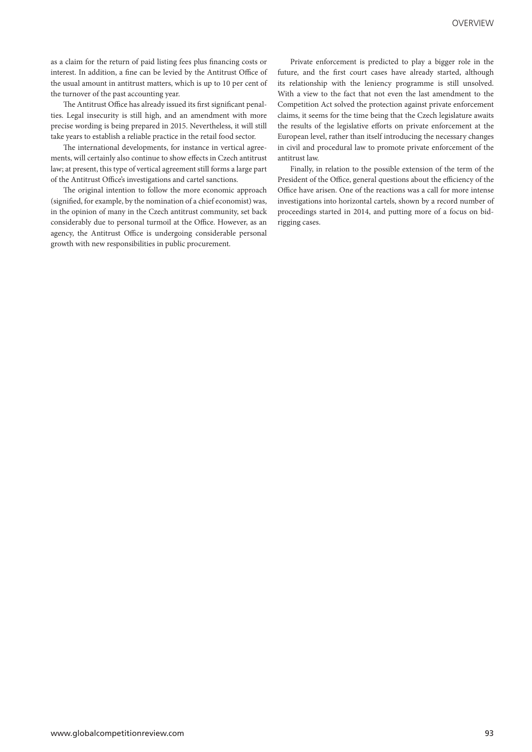as a claim for the return of paid listing fees plus financing costs or interest. In addition, a fine can be levied by the Antitrust Office of the usual amount in antitrust matters, which is up to 10 per cent of the turnover of the past accounting year.

The Antitrust Office has already issued its first significant penalties. Legal insecurity is still high, and an amendment with more precise wording is being prepared in 2015. Nevertheless, it will still take years to establish a reliable practice in the retail food sector.

The international developments, for instance in vertical agreements, will certainly also continue to show effects in Czech antitrust law; at present, this type of vertical agreement still forms a large part of the Antitrust Office's investigations and cartel sanctions.

The original intention to follow the more economic approach (signified, for example, by the nomination of a chief economist) was, in the opinion of many in the Czech antitrust community, set back considerably due to personal turmoil at the Office. However, as an agency, the Antitrust Office is undergoing considerable personal growth with new responsibilities in public procurement.

Private enforcement is predicted to play a bigger role in the future, and the first court cases have already started, although its relationship with the leniency programme is still unsolved. With a view to the fact that not even the last amendment to the Competition Act solved the protection against private enforcement claims, it seems for the time being that the Czech legislature awaits the results of the legislative efforts on private enforcement at the European level, rather than itself introducing the necessary changes in civil and procedural law to promote private enforcement of the antitrust law.

Finally, in relation to the possible extension of the term of the President of the Office, general questions about the efficiency of the Office have arisen. One of the reactions was a call for more intense investigations into horizontal cartels, shown by a record number of proceedings started in 2014, and putting more of a focus on bid-rigging cases.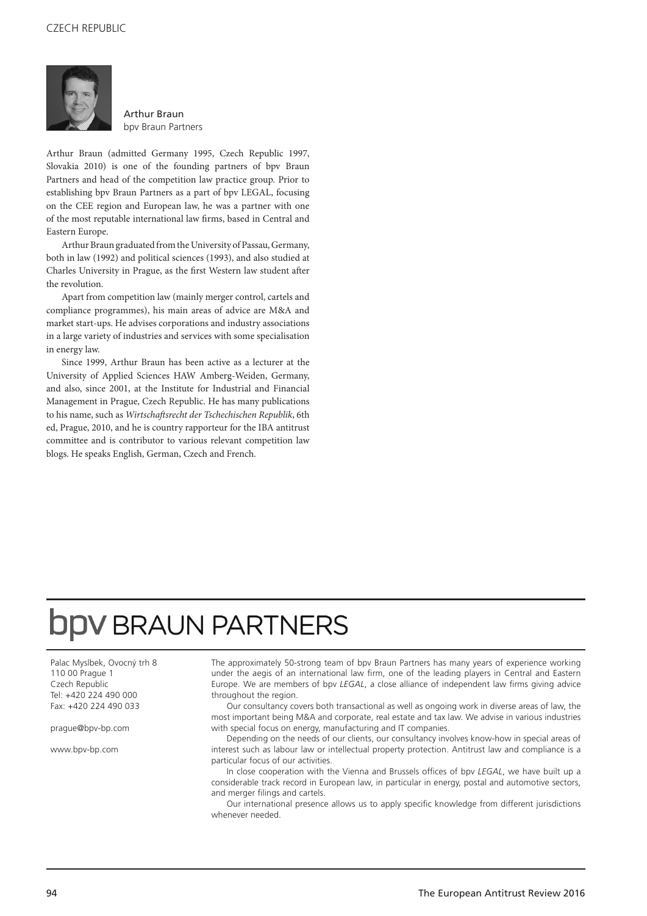Arthur Braun
bpv Braun Partners

Arthur Braun (admitted Germany 1995, Czech Republic 1997, Slovakia 2010) is one of the founding partners of bpv Braun Partners and head of the competition law practice group. Prior to establishing bpv Braun Partners as a part of bpv LEGAL, focusing on the CEE region and European law, he was a partner with one of the most reputable international law firms, based in Central and Eastern Europe.

Arthur Braun graduated from the University of Passau, Germany, both in law (1992) and political sciences (1993), and also studied at Charles University in Prague, as the first Western law student after the revolution.

Apart from competition law (mainly merger control, cartels and compliance programmes), his main areas of advice are M&A and market start-ups. He advises corporations and industry associations in a large variety of industries and services with some specialisation in energy law.

Since 1999, Arthur Braun has been active as a lecturer at the University of Applied Sciences HAW Amberg-Weiden, Germany, and also, since 2001, at the Institute for Industrial and Financial Management in Prague, Czech Republic. He has many publications to his name, such as *Wirtschaftsrecht der Tschechischen Republik*, 6th ed, Prague, 2010, and he is country rapporteur for the IBA antitrust committee and is contributor to various relevant competition law blogs. He speaks English, German, Czech and French.

# bpv BRAUN PARTNERS

Palac Myslbek, Ovocný trh 8
110 00 Prague 1
Czech Republic
Tel: +420 224 490 000
Fax: +420 224 490 033

prague@bpv-bp.com

www.bpv-bp.com

The approximately 50-strong team of bpv Braun Partners has many years of experience working under the aegis of an international law firm, one of the leading players in Central and Eastern Europe. We are members of bpv *LEGAL*, a close alliance of independent law firms giving advice throughout the region.

Our consultancy covers both transactional as well as ongoing work in diverse areas of law, the most important being M&A and corporate, real estate and tax law. We advise in various industries with special focus on energy, manufacturing and IT companies.

Depending on the needs of our clients, our consultancy involves know-how in special areas of interest such as labour law or intellectual property protection. Antitrust law and compliance is a particular focus of our activities.

In close cooperation with the Vienna and Brussels offices of bpv *LEGAL*, we have built up a considerable track record in European law, in particular in energy, postal and automotive sectors, and merger filings and cartels.

Our international presence allows us to apply specific knowledge from different jurisdictions whenever needed.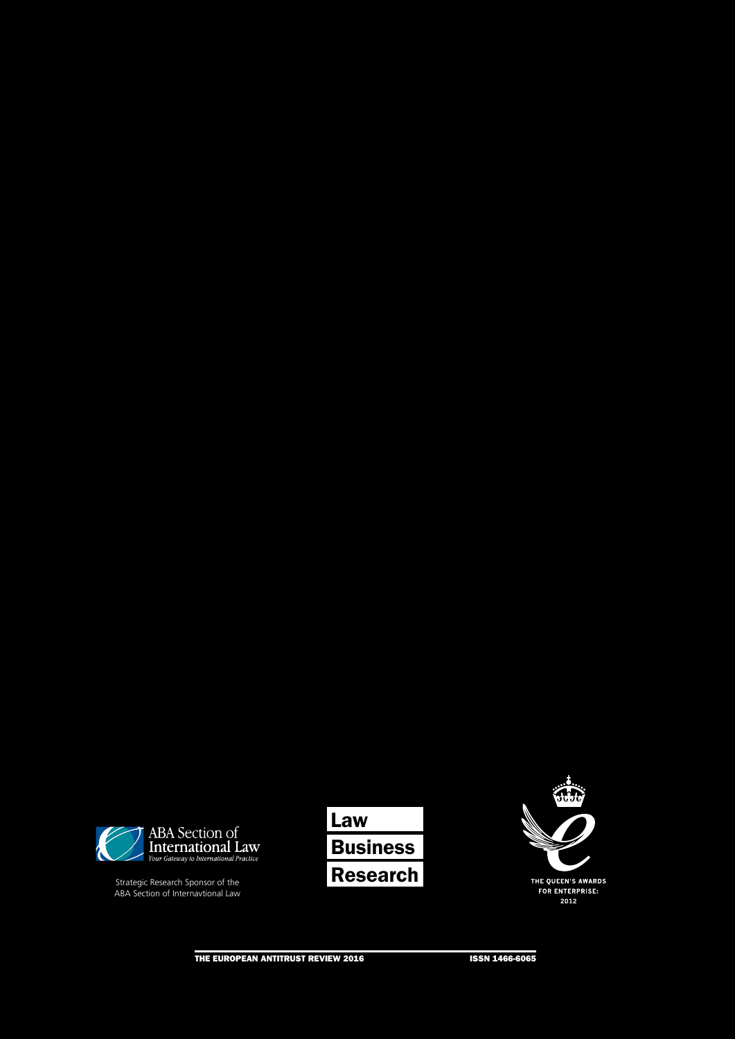ABA Section of International Law

*Your Gateway to International Practice*

Strategic Research Sponsor of the ABA Section of Internavtional Law

Law

Business

Research

THE QUEEN'S AWARDS FOR ENTERPRISE: 2012

THE EUROPEAN ANTITRUST REVIEW 2016

ISSN 1466-6065